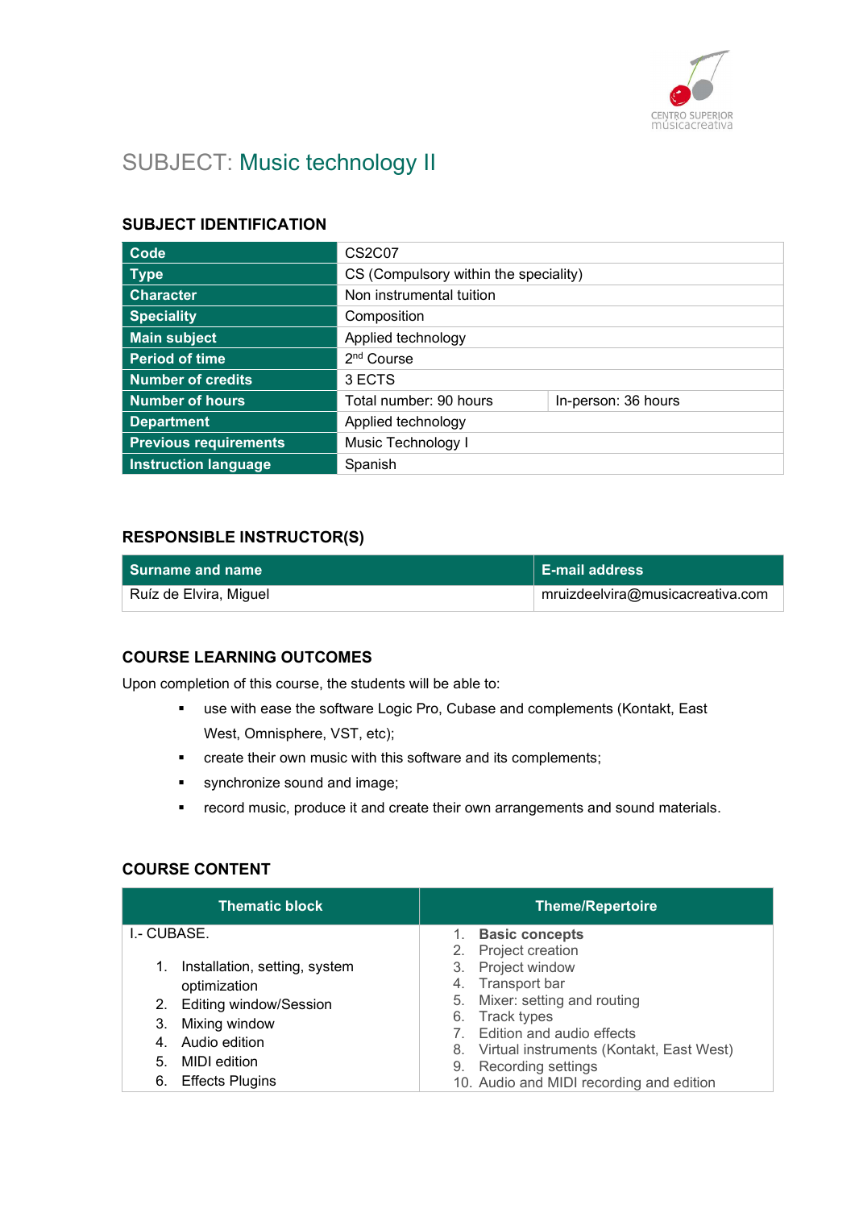CENTRO SUPERIOR músicacreativa

# SUBJECT: Music technology II

## SUBJECT IDENTIFICATION

| | | |
|---|---|---|
| **Code** | CS2C07 | |
| **Type** | CS (Compulsory within the speciality) | |
| **Character** | Non instrumental tuition | |
| **Speciality** | Composition | |
| **Main subject** | Applied technology | |
| **Period of time** | 2nd Course | |
| **Number of credits** | 3 ECTS | |
| **Number of hours** | Total number: 90 hours | In-person: 36 hours |
| **Department** | Applied technology | |
| **Previous requirements** | Music Technology I | |
| **Instruction language** | Spanish | |

## RESPONSIBLE INSTRUCTOR(S)

| Surname and name | E-mail address |
|---|---|
| Ruíz de Elvira, Miguel | mruizdeelvira@musicacreativa.com |

## COURSE LEARNING OUTCOMES

Upon completion of this course, the students will be able to:

- use with ease the software Logic Pro, Cubase and complements (Kontakt, East West, Omnisphere, VST, etc);
- create their own music with this software and its complements;
- synchronize sound and image;
- record music, produce it and create their own arrangements and sound materials.

## COURSE CONTENT

| Thematic block | Theme/Repertoire |
|---|---|
| I.- CUBASE.<br><br>1. Installation, setting, system optimization<br>2. Editing window/Session<br>3. Mixing window<br>4. Audio edition<br>5. MIDI edition<br>6. Effects Plugins | 1. **Basic concepts**<br>2. Project creation<br>3. Project window<br>4. Transport bar<br>5. Mixer: setting and routing<br>6. Track types<br>7. Edition and audio effects<br>8. Virtual instruments (Kontakt, East West)<br>9. Recording settings<br>10. Audio and MIDI recording and edition |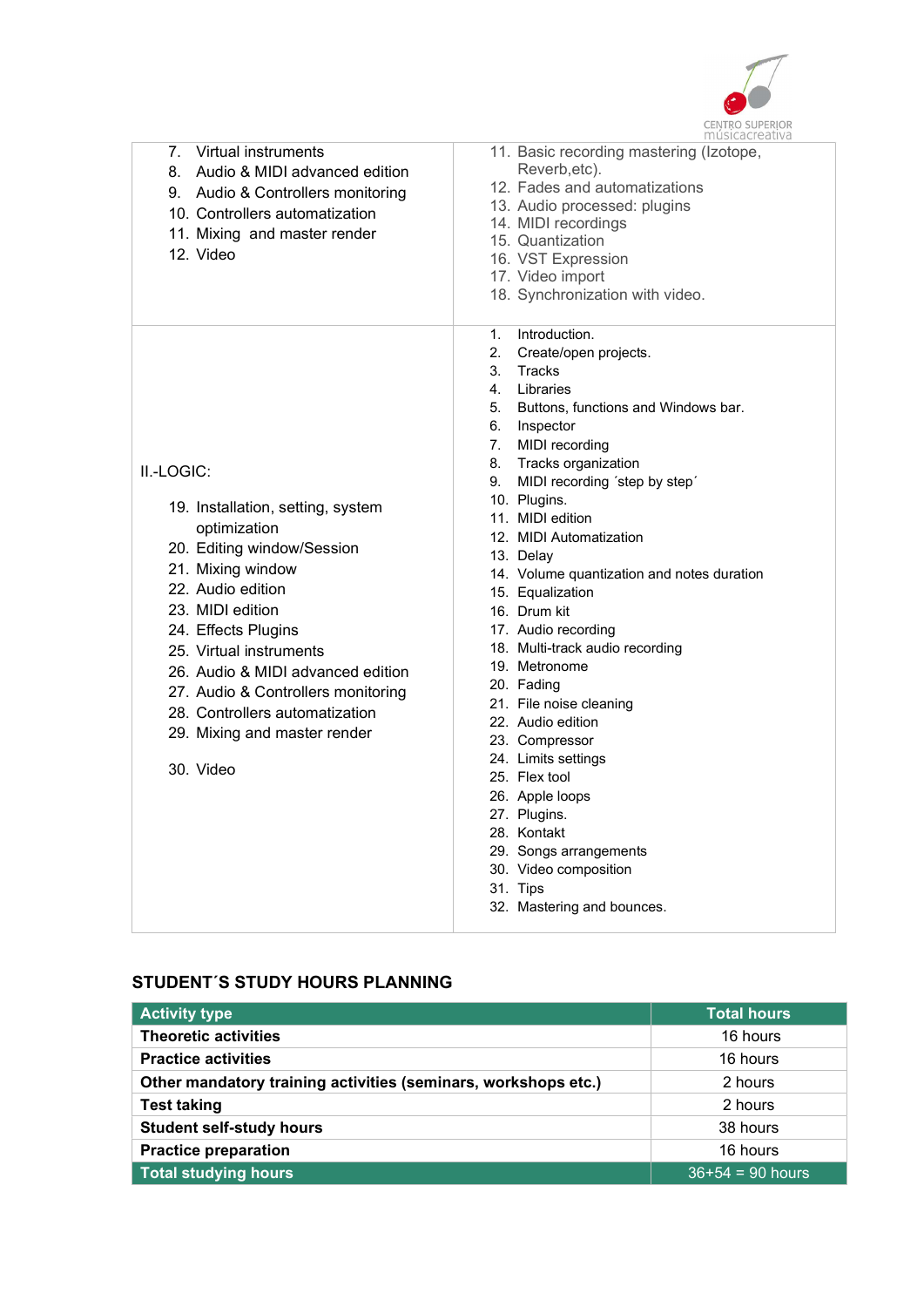| | |
|---|---|
| 7. Virtual instruments<br>8. Audio & MIDI advanced edition<br>9. Audio & Controllers monitoring<br>10. Controllers automatization<br>11. Mixing and master render<br>12. Video | 11. Basic recording mastering (Izotope, Reverb,etc).<br>12. Fades and automatizations<br>13. Audio processed: plugins<br>14. MIDI recordings<br>15. Quantization<br>16. VST Expression<br>17. Video import<br>18. Synchronization with video. |
| II.-LOGIC:<br><br>19. Installation, setting, system optimization<br>20. Editing window/Session<br>21. Mixing window<br>22. Audio edition<br>23. MIDI edition<br>24. Effects Plugins<br>25. Virtual instruments<br>26. Audio & MIDI advanced edition<br>27. Audio & Controllers monitoring<br>28. Controllers automatization<br>29. Mixing and master render<br><br>30. Video | 1. Introduction.<br>2. Create/open projects.<br>3. Tracks<br>4. Libraries<br>5. Buttons, functions and Windows bar.<br>6. Inspector<br>7. MIDI recording<br>8. Tracks organization<br>9. MIDI recording ´step by step´<br>10. Plugins.<br>11. MIDI edition<br>12. MIDI Automatization<br>13. Delay<br>14. Volume quantization and notes duration<br>15. Equalization<br>16. Drum kit<br>17. Audio recording<br>18. Multi-track audio recording<br>19. Metronome<br>20. Fading<br>21. File noise cleaning<br>22. Audio edition<br>23. Compressor<br>24. Limits settings<br>25. Flex tool<br>26. Apple loops<br>27. Plugins.<br>28. Kontakt<br>29. Songs arrangements<br>30. Video composition<br>31. Tips<br>32. Mastering and bounces. |

## STUDENT´S STUDY HOURS PLANNING

| Activity type | Total hours |
|---|---|
| **Theoretic activities** | 16 hours |
| **Practice activities** | 16 hours |
| **Other mandatory training activities (seminars, workshops etc.)** | 2 hours |
| **Test taking** | 2 hours |
| **Student self-study hours** | 38 hours |
| **Practice preparation** | 16 hours |
| **Total studying hours** | 36+54 = 90 hours |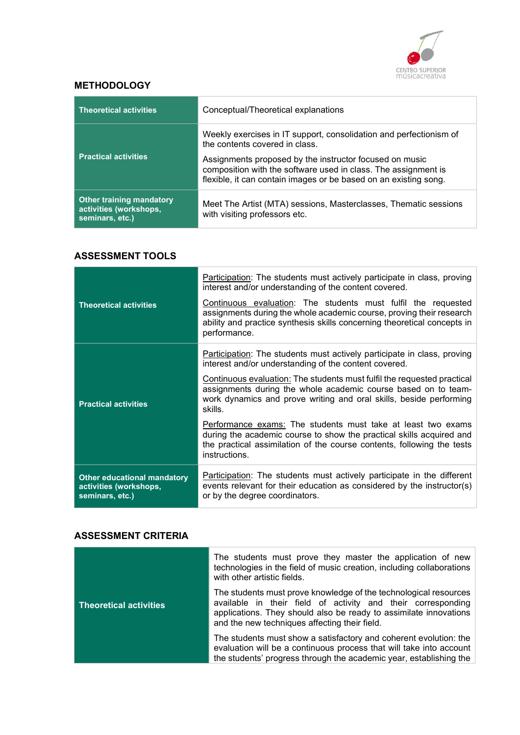## METHODOLOGY

| | |
|---|---|
| **Theoretical activities** | Conceptual/Theoretical explanations |
| **Practical activities** | Weekly exercises in IT support, consolidation and perfectionism of the contents covered in class.<br><br>Assignments proposed by the instructor focused on music composition with the software used in class. The assignment is flexible, it can contain images or be based on an existing song. |
| **Other training mandatory activities (workshops, seminars, etc.)** | Meet The Artist (MTA) sessions, Masterclasses, Thematic sessions with visiting professors etc. |

## ASSESSMENT TOOLS

| | |
|---|---|
| **Theoretical activities** | Participation: The students must actively participate in class, proving interest and/or understanding of the content covered.<br><br>Continuous evaluation: The students must fulfil the requested assignments during the whole academic course, proving their research ability and practice synthesis skills concerning theoretical concepts in performance. |
| **Practical activities** | Participation: The students must actively participate in class, proving interest and/or understanding of the content covered.<br><br>Continuous evaluation: The students must fulfil the requested practical assignments during the whole academic course based on to team-work dynamics and prove writing and oral skills, beside performing skills.<br><br>Performance exams: The students must take at least two exams during the academic course to show the practical skills acquired and the practical assimilation of the course contents, following the tests instructions. |
| **Other educational mandatory activities (workshops, seminars, etc.)** | Participation: The students must actively participate in the different events relevant for their education as considered by the instructor(s) or by the degree coordinators. |

## ASSESSMENT CRITERIA

| | |
|---|---|
| **Theoretical activities** | The students must prove they master the application of new technologies in the field of music creation, including collaborations with other artistic fields.<br><br>The students must prove knowledge of the technological resources available in their field of activity and their corresponding applications. They should also be ready to assimilate innovations and the new techniques affecting their field.<br><br>The students must show a satisfactory and coherent evolution: the evaluation will be a continuous process that will take into account the students' progress through the academic year, establishing the |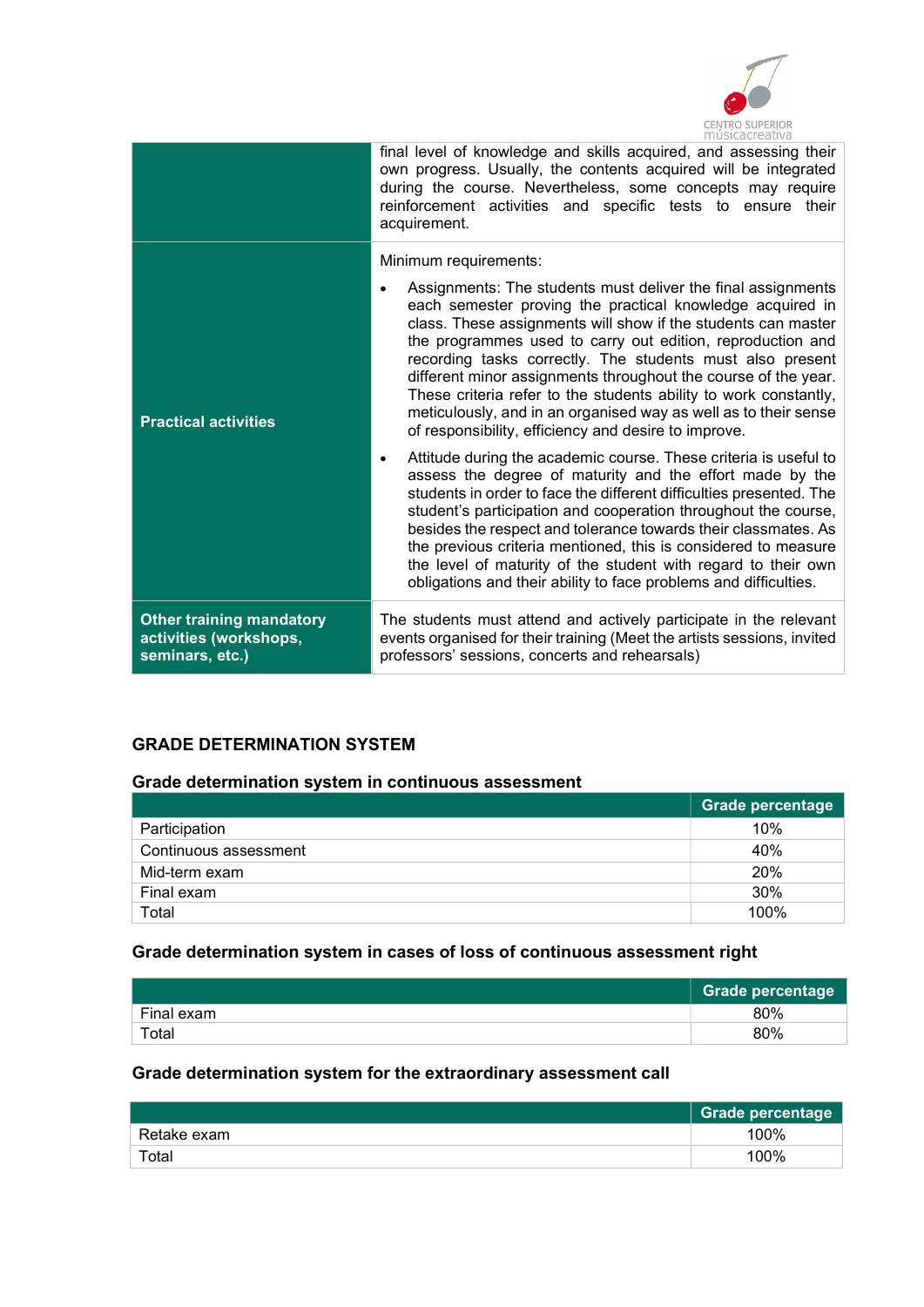| | |
|---|---|
| | final level of knowledge and skills acquired, and assessing their own progress. Usually, the contents acquired will be integrated during the course. Nevertheless, some concepts may require reinforcement activities and specific tests to ensure their acquirement. |
| **Practical activities** | Minimum requirements:<br>• Assignments: The students must deliver the final assignments each semester proving the practical knowledge acquired in class. These assignments will show if the students can master the programmes used to carry out edition, reproduction and recording tasks correctly. The students must also present different minor assignments throughout the course of the year. These criteria refer to the students ability to work constantly, meticulously, and in an organised way as well as to their sense of responsibility, efficiency and desire to improve.<br>• Attitude during the academic course. These criteria is useful to assess the degree of maturity and the effort made by the students in order to face the different difficulties presented. The student's participation and cooperation throughout the course, besides the respect and tolerance towards their classmates. As the previous criteria mentioned, this is considered to measure the level of maturity of the student with regard to their own obligations and their ability to face problems and difficulties. |
| **Other training mandatory activities (workshops, seminars, etc.)** | The students must attend and actively participate in the relevant events organised for their training (Meet the artists sessions, invited professors' sessions, concerts and rehearsals) |

## GRADE DETERMINATION SYSTEM

### Grade determination system in continuous assessment

| | Grade percentage |
|---|---|
| Participation | 10% |
| Continuous assessment | 40% |
| Mid-term exam | 20% |
| Final exam | 30% |
| Total | 100% |

### Grade determination system in cases of loss of continuous assessment right

| | Grade percentage |
|---|---|
| Final exam | 80% |
| Total | 80% |

### Grade determination system for the extraordinary assessment call

| | Grade percentage |
|---|---|
| Retake exam | 100% |
| Total | 100% |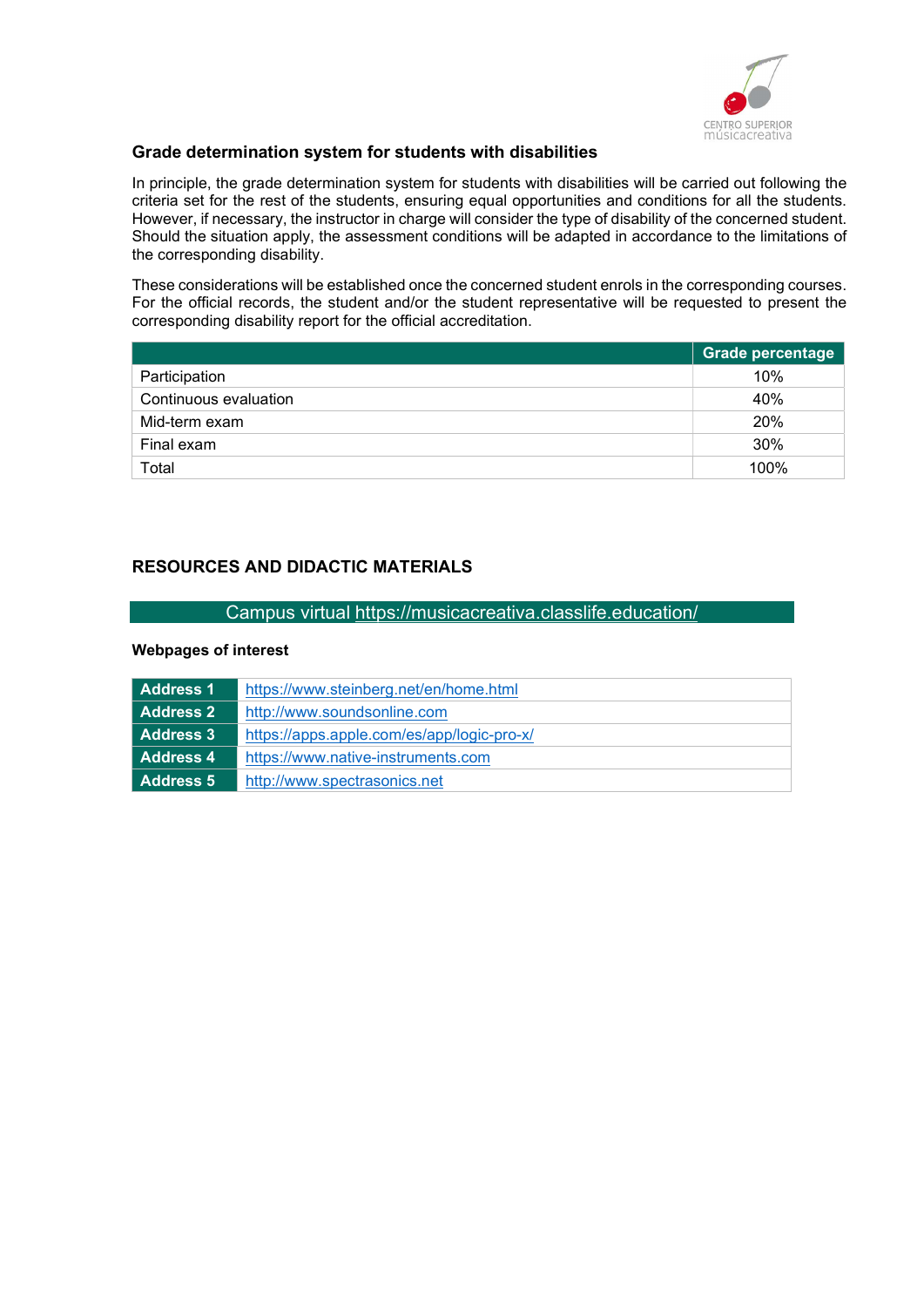### Grade determination system for students with disabilities

In principle, the grade determination system for students with disabilities will be carried out following the criteria set for the rest of the students, ensuring equal opportunities and conditions for all the students. However, if necessary, the instructor in charge will consider the type of disability of the concerned student. Should the situation apply, the assessment conditions will be adapted in accordance to the limitations of the corresponding disability.

These considerations will be established once the concerned student enrols in the corresponding courses. For the official records, the student and/or the student representative will be requested to present the corresponding disability report for the official accreditation.

| | Grade percentage |
|---|---|
| Participation | 10% |
| Continuous evaluation | 40% |
| Mid-term exam | 20% |
| Final exam | 30% |
| Total | 100% |

## RESOURCES AND DIDACTIC MATERIALS

Campus virtual https://musicacreativa.classlife.education/

**Webpages of interest**

| | |
|---|---|
| **Address 1** | https://www.steinberg.net/en/home.html |
| **Address 2** | http://www.soundsonline.com |
| **Address 3** | https://apps.apple.com/es/app/logic-pro-x/ |
| **Address 4** | https://www.native-instruments.com |
| **Address 5** | http://www.spectrasonics.net |